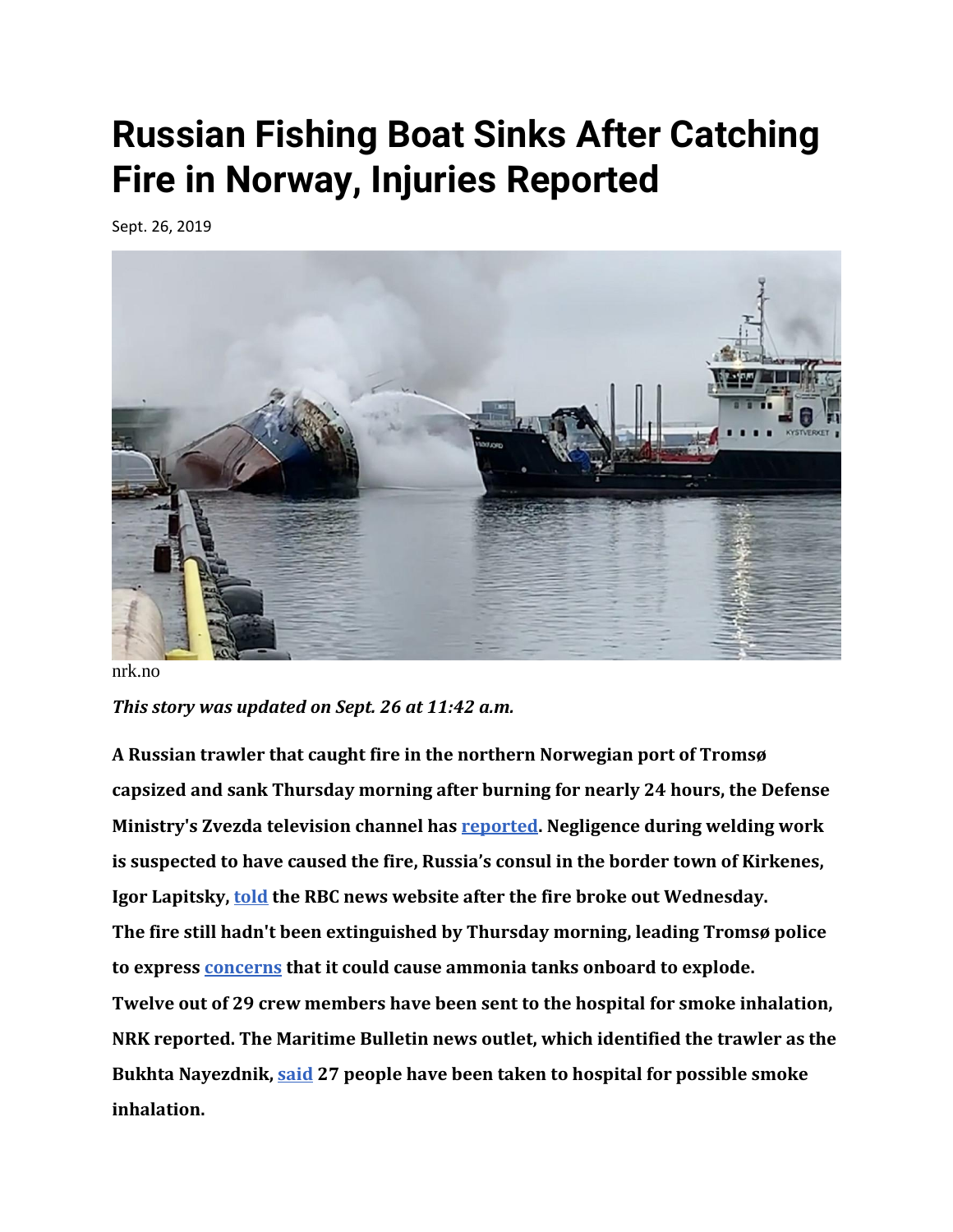# Russian Fishing Boat Sinks After Catching Fire in Norway, Injuries Reported

Sept. 26, 2019

nrk.no

***This story was updated on Sept. 26 at 11:42 a.m.***

**A Russian trawler that caught fire in the northern Norwegian port of Tromsø capsized and sank Thursday morning after burning for nearly 24 hours, the Defense Ministry's Zvezda television channel has reported. Negligence during welding work is suspected to have caused the fire, Russia's consul in the border town of Kirkenes, Igor Lapitsky, told the RBC news website after the fire broke out Wednesday.**

**The fire still hadn't been extinguished by Thursday morning, leading Tromsø police to express concerns that it could cause ammonia tanks onboard to explode.**

**Twelve out of 29 crew members have been sent to the hospital for smoke inhalation, NRK reported. The Maritime Bulletin news outlet, which identified the trawler as the Bukhta Nayezdnik, said 27 people have been taken to hospital for possible smoke inhalation.**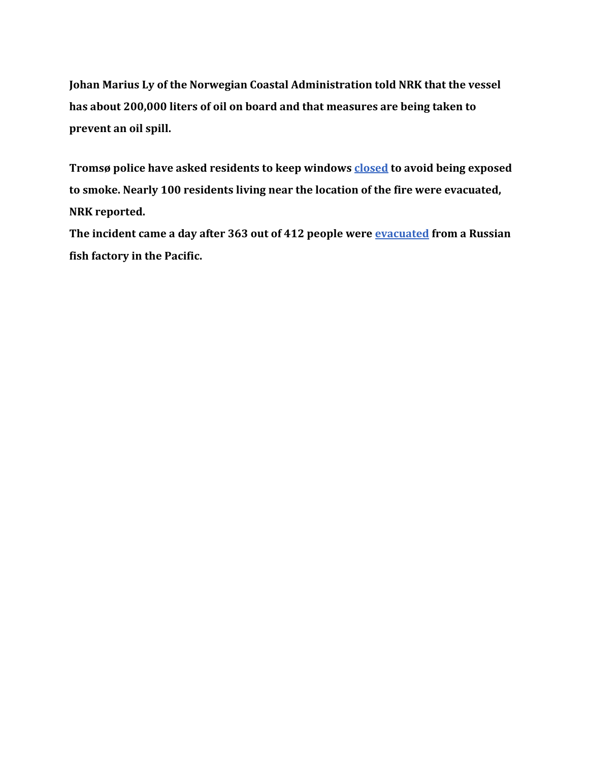**Johan Marius Ly of the Norwegian Coastal Administration told NRK that the vessel has about 200,000 liters of oil on board and that measures are being taken to prevent an oil spill.**

**Tromsø police have asked residents to keep windows closed to avoid being exposed to smoke. Nearly 100 residents living near the location of the fire were evacuated, NRK reported.**
**The incident came a day after 363 out of 412 people were evacuated from a Russian fish factory in the Pacific.**